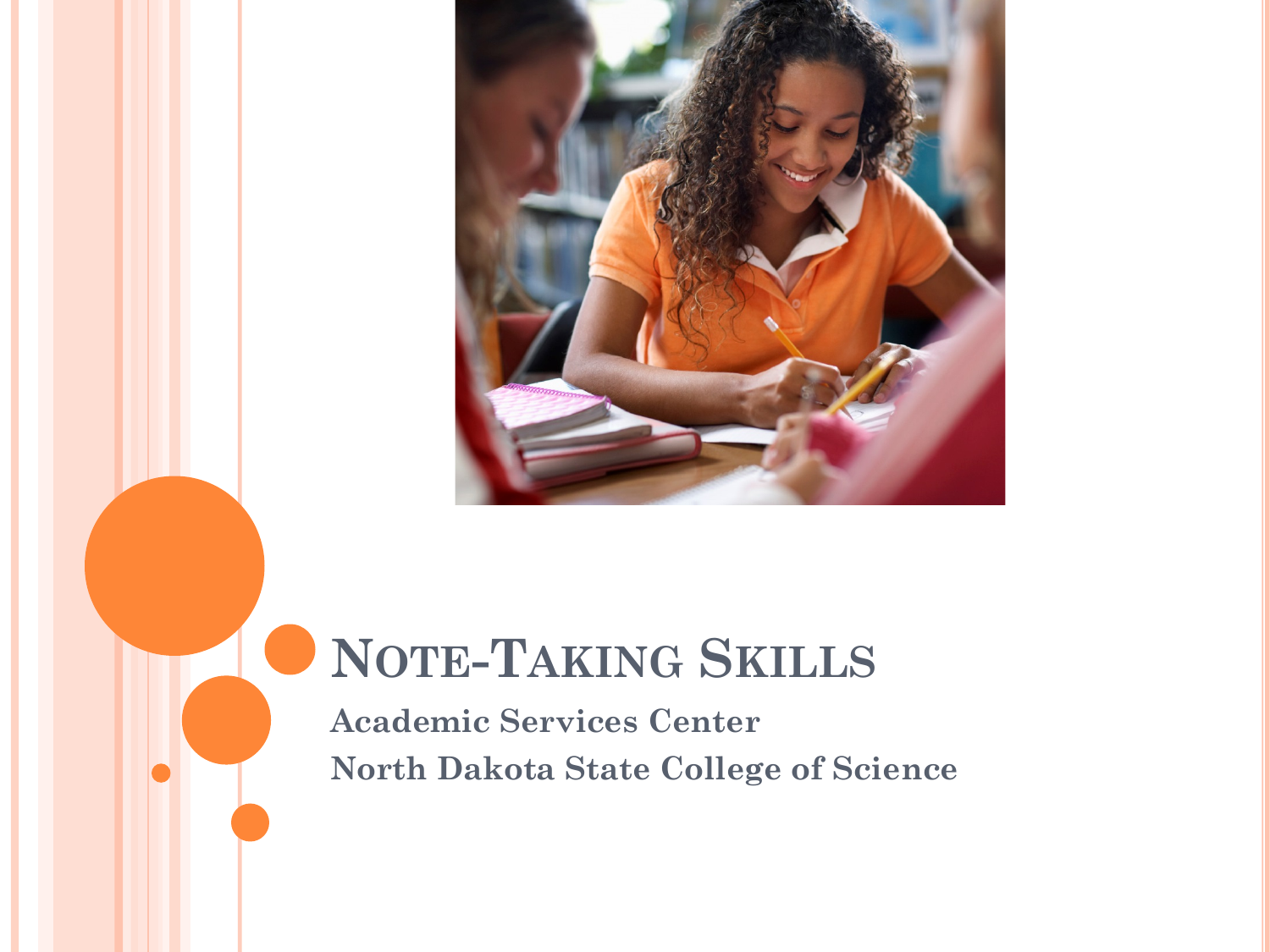# Note-Taking Skills

**Academic Services Center**

**North Dakota State College of Science**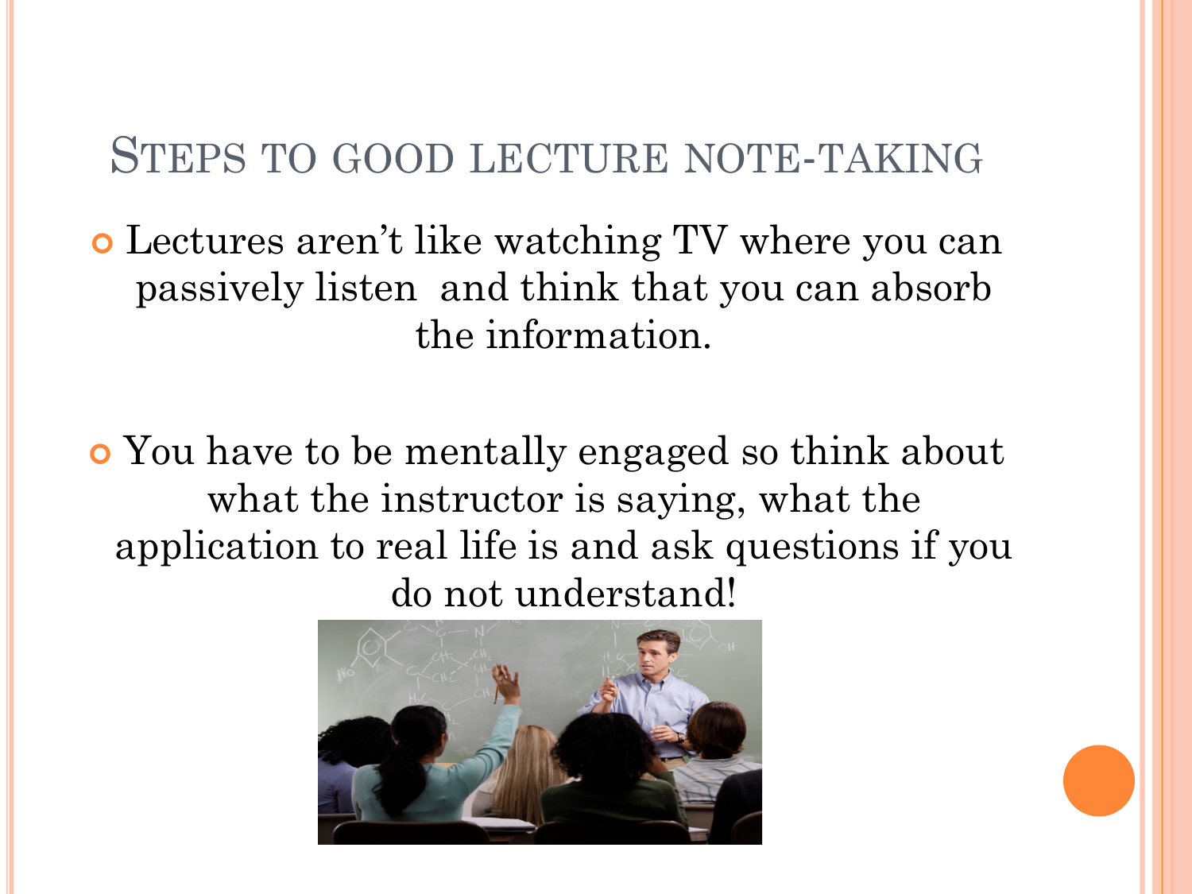## Steps to good lecture note-taking

- Lectures aren't like watching TV where you can passively listen  and think that you can absorb the information.

- You have to be mentally engaged so think about what the instructor is saying, what the application to real life is and ask questions if you do not understand!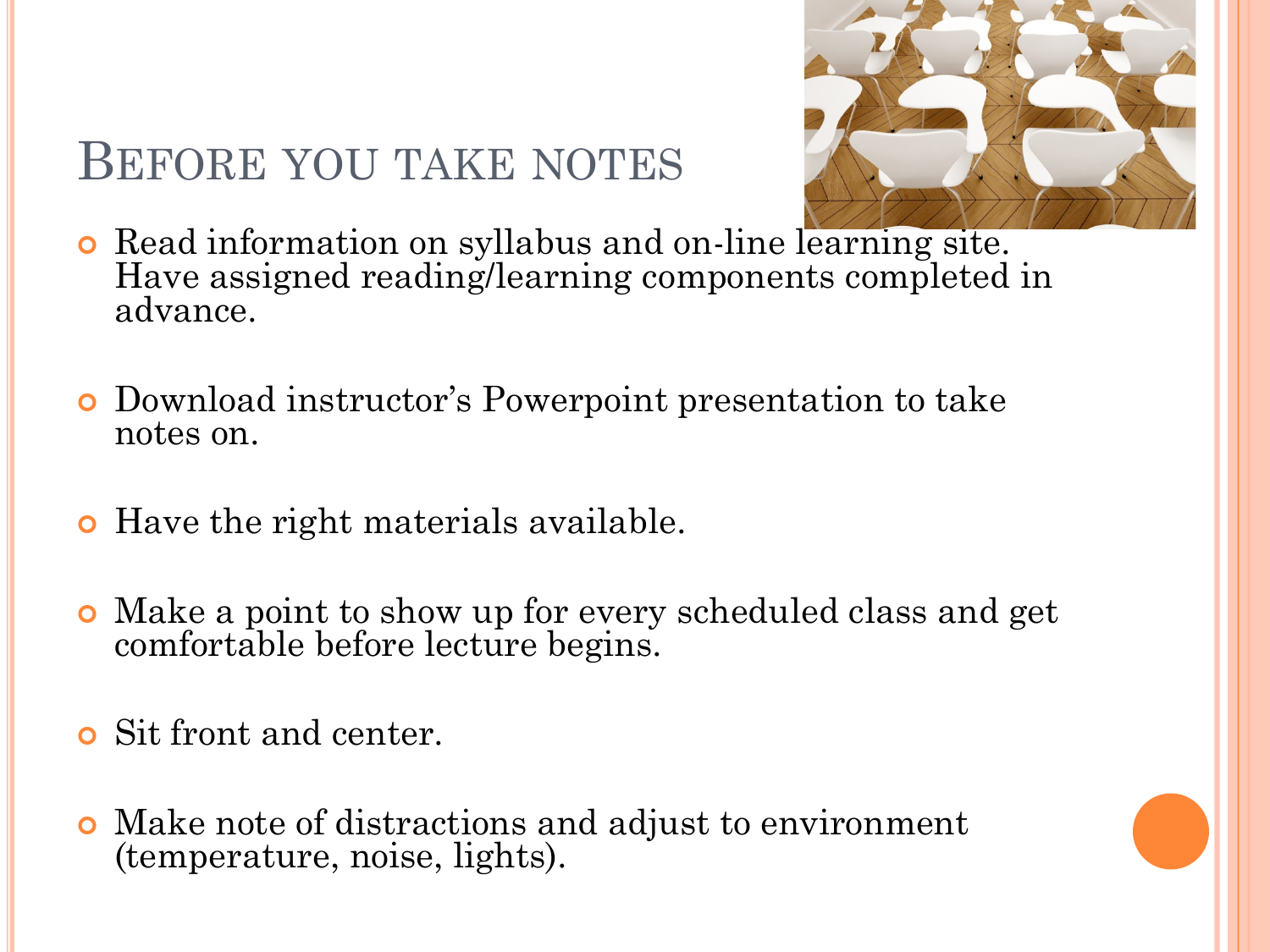# Before you take notes

- Read information on syllabus and on-line learning site. Have assigned reading/learning components completed in advance.
- Download instructor's Powerpoint presentation to take notes on.
- Have the right materials available.
- Make a point to show up for every scheduled class and get comfortable before lecture begins.
- Sit front and center.
- Make note of distractions and adjust to environment (temperature, noise, lights).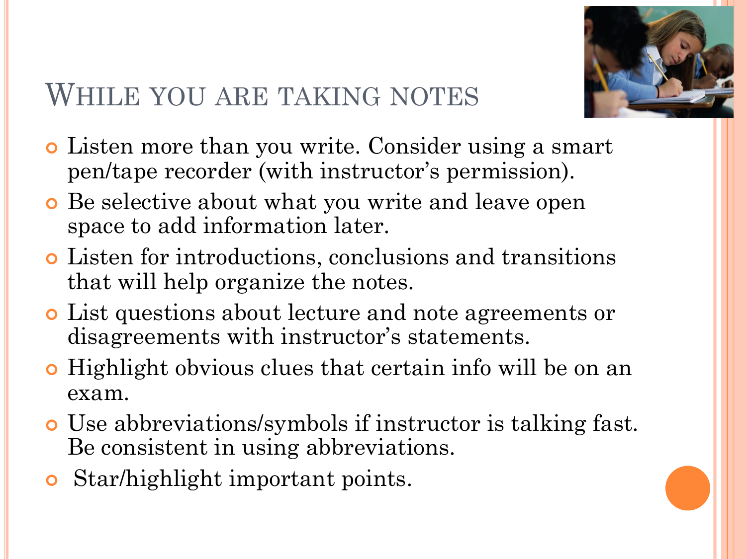## While you are taking notes

- Listen more than you write. Consider using a smart pen/tape recorder (with instructor's permission).
- Be selective about what you write and leave open space to add information later.
- Listen for introductions, conclusions and transitions that will help organize the notes.
- List questions about lecture and note agreements or disagreements with instructor's statements.
- Highlight obvious clues that certain info will be on an exam.
- Use abbreviations/symbols if instructor is talking fast. Be consistent in using abbreviations.
- Star/highlight important points.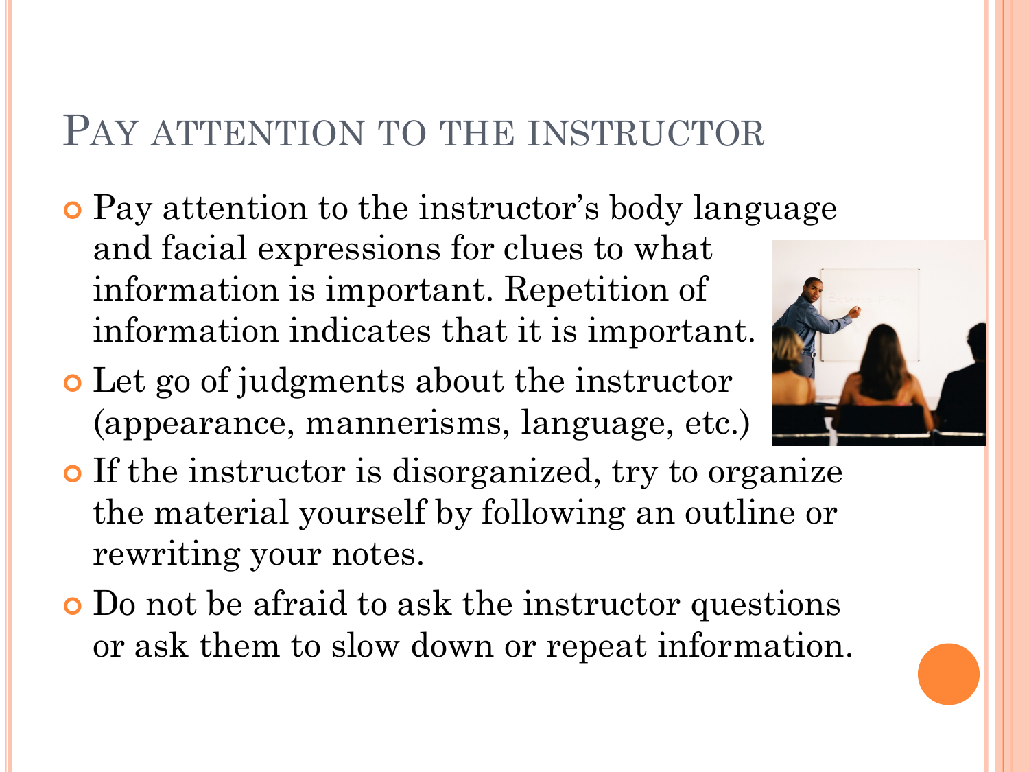## Pay attention to the instructor

- Pay attention to the instructor's body language and facial expressions for clues to what information is important. Repetition of information indicates that it is important.
- Let go of judgments about the instructor (appearance, mannerisms, language, etc.)
- If the instructor is disorganized, try to organize the material yourself by following an outline or rewriting your notes.
- Do not be afraid to ask the instructor questions or ask them to slow down or repeat information.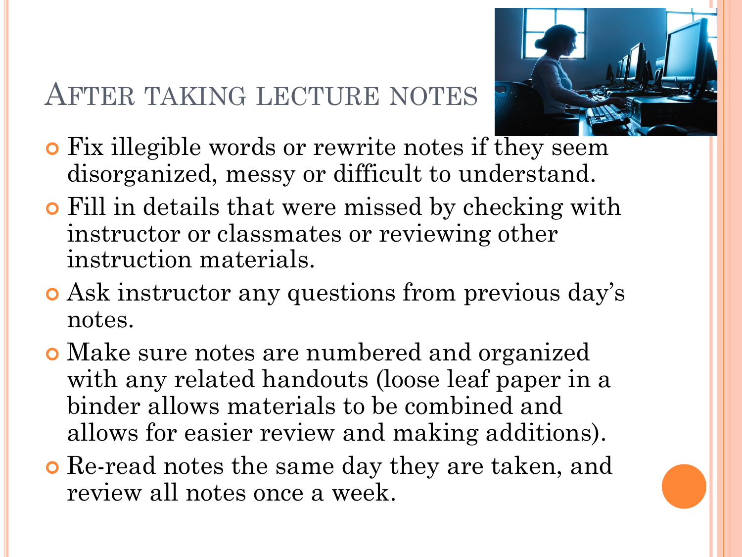## After taking lecture notes

- Fix illegible words or rewrite notes if they seem disorganized, messy or difficult to understand.
- Fill in details that were missed by checking with instructor or classmates or reviewing other instruction materials.
- Ask instructor any questions from previous day's notes.
- Make sure notes are numbered and organized with any related handouts (loose leaf paper in a binder allows materials to be combined and allows for easier review and making additions).
- Re-read notes the same day they are taken, and review all notes once a week.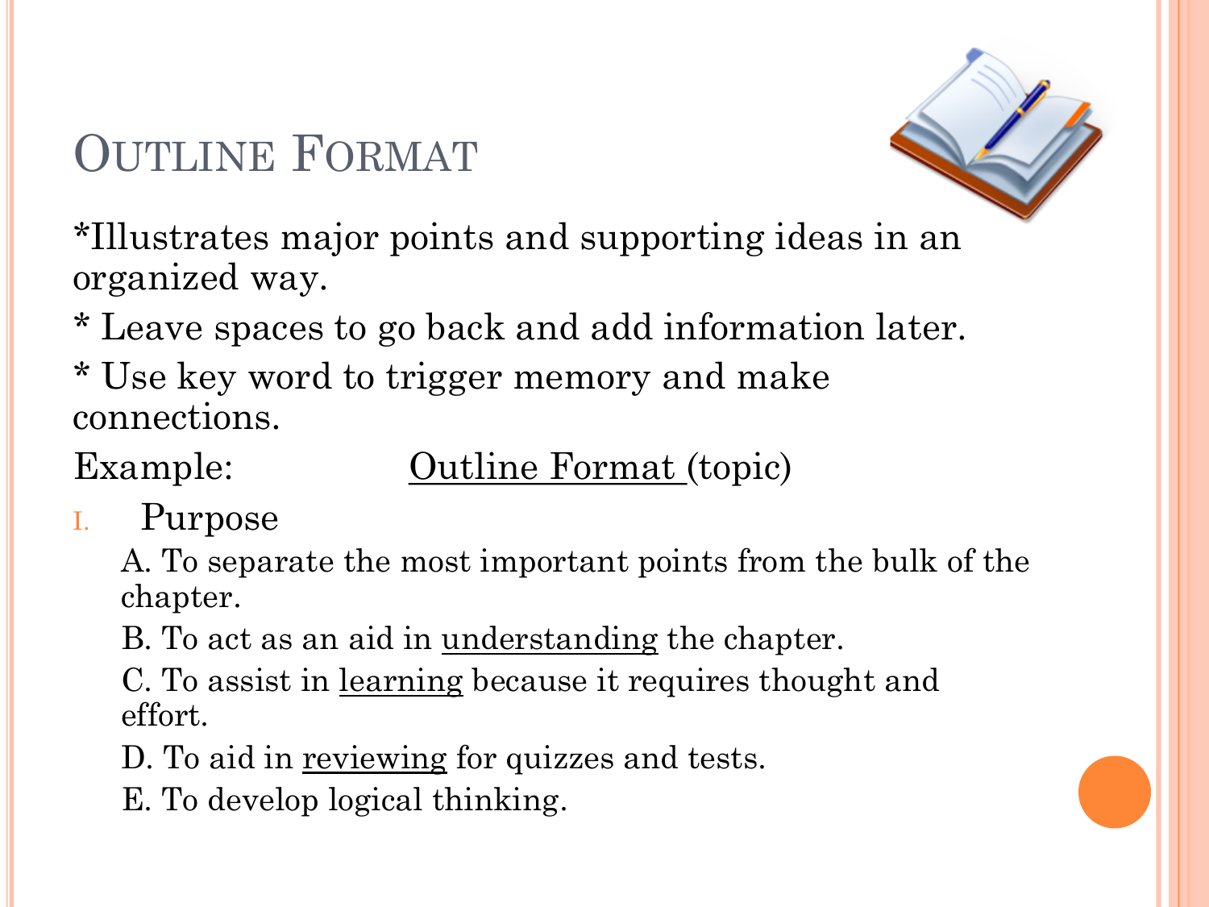# Outline Format

*Illustrates major points and supporting ideas in an organized way.

* Leave spaces to go back and add information later.

* Use key word to trigger memory and make connections.

Example: <u>Outline Format</u> (topic)

I. Purpose

A. To separate the most important points from the bulk of the chapter.

B. To act as an aid in <u>understanding</u> the chapter.

C. To assist in <u>learning</u> because it requires thought and effort.

D. To aid in <u>reviewing</u> for quizzes and tests.

E. To develop logical thinking.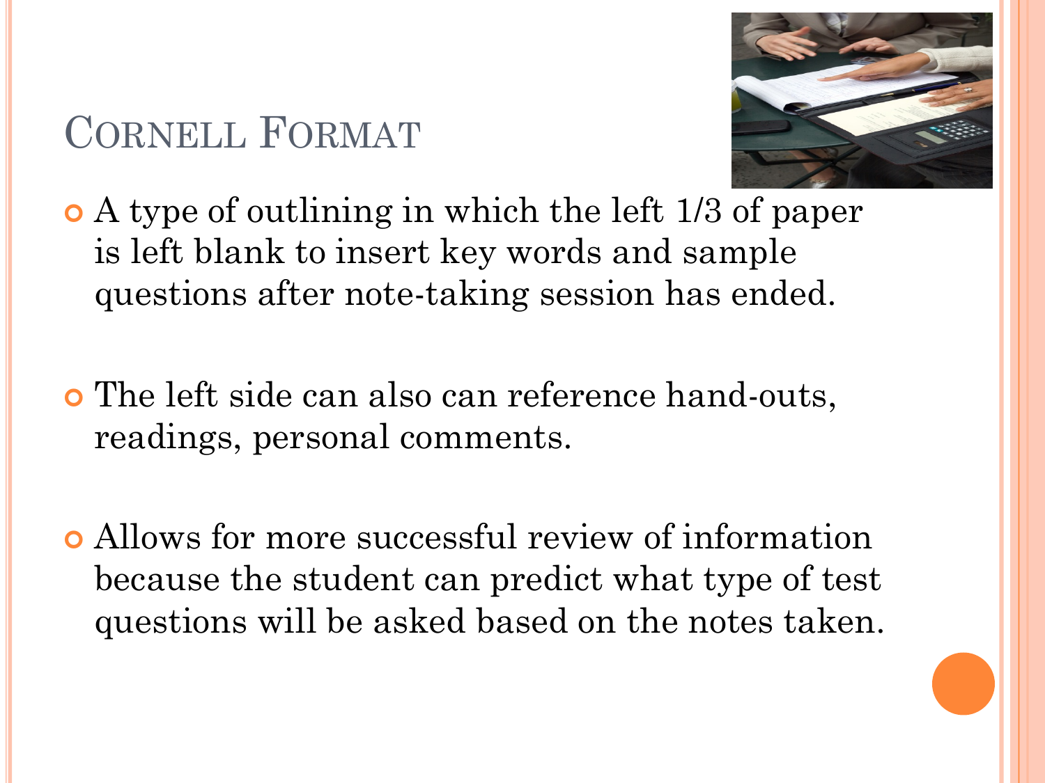## Cornell Format

- A type of outlining in which the left 1/3 of paper is left blank to insert key words and sample questions after note-taking session has ended.
- The left side can also can reference hand-outs, readings, personal comments.
- Allows for more successful review of information because the student can predict what type of test questions will be asked based on the notes taken.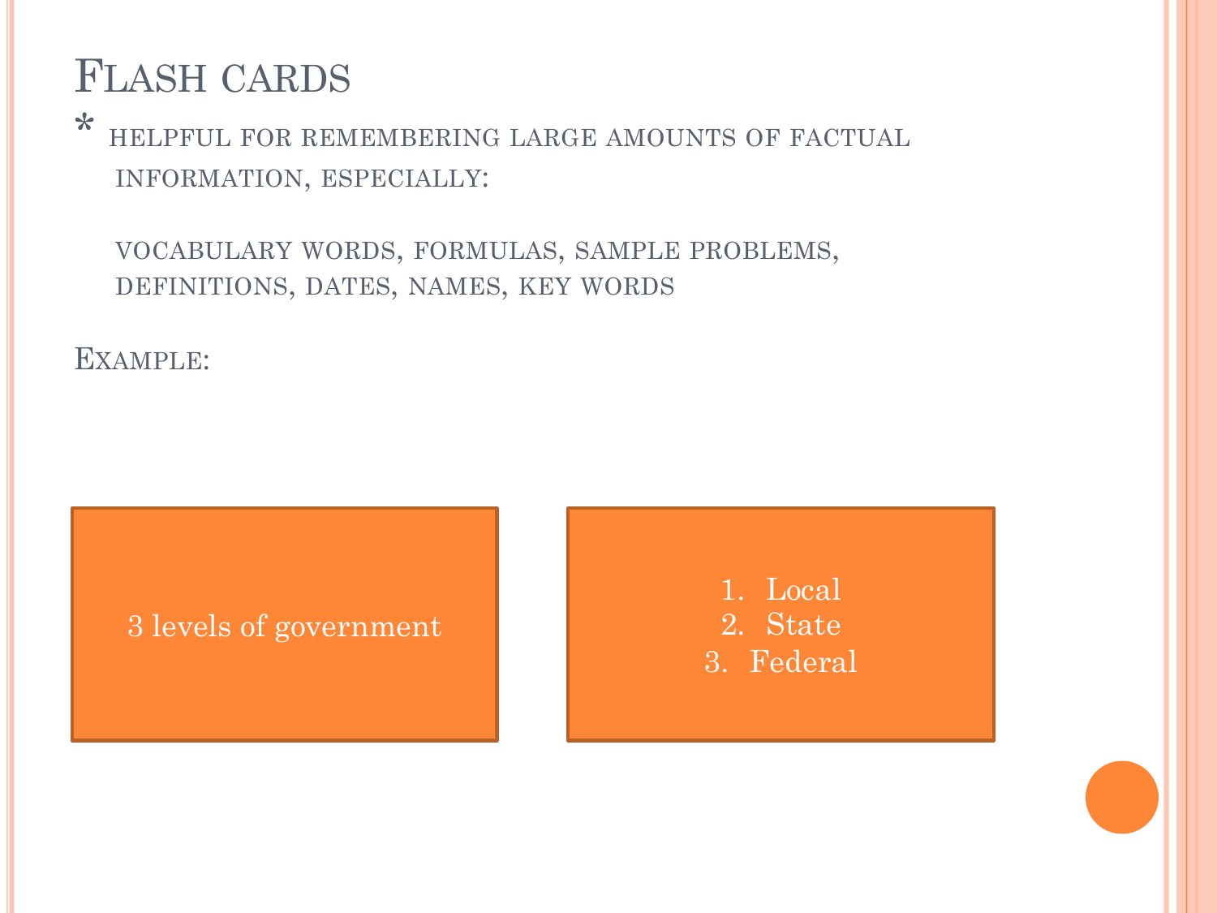# Flash cards

* helpful for remembering large amounts of factual information, especially:

  vocabulary words, formulas, sample problems, definitions, dates, names, key words

Example:

3 levels of government

1. Local
2. State
3. Federal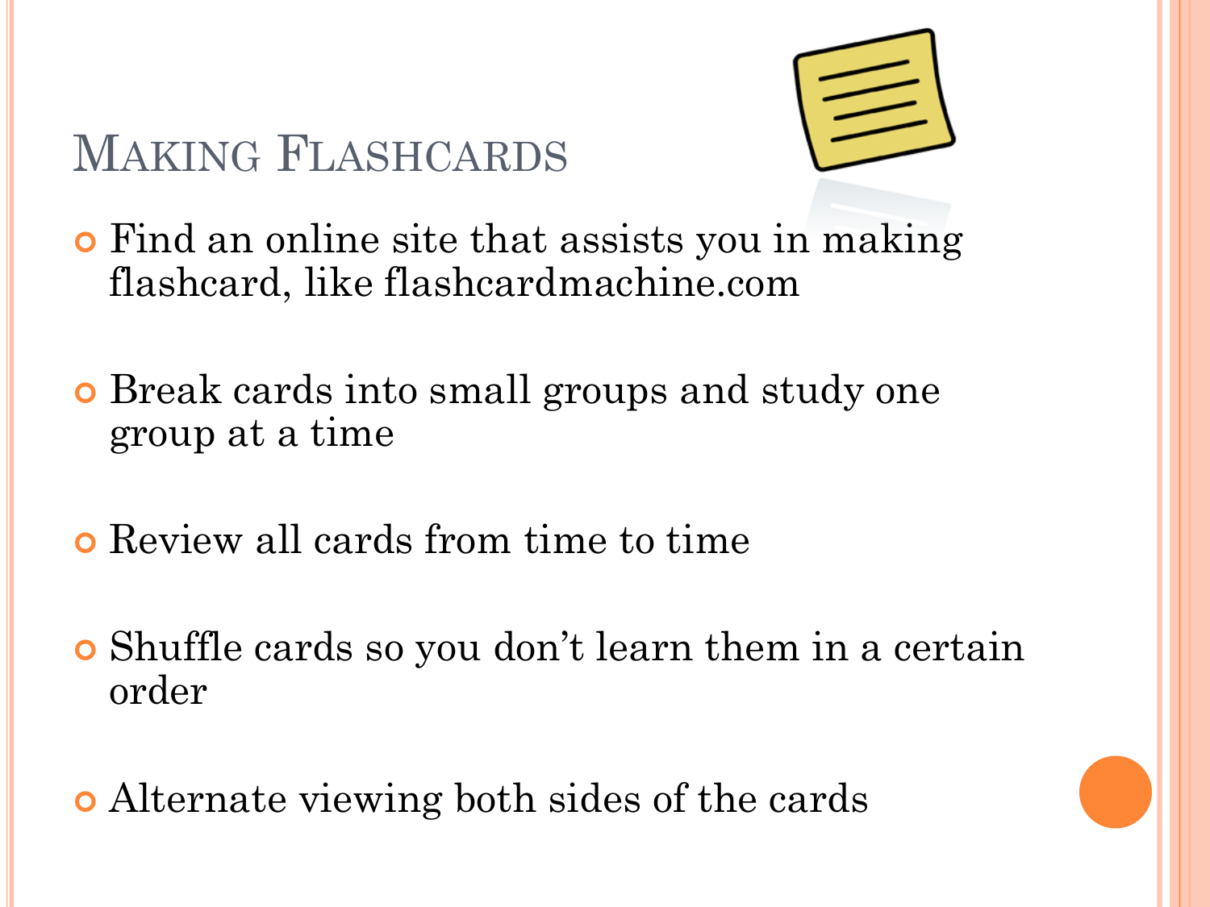# Making Flashcards

- Find an online site that assists you in making flashcard, like flashcardmachine.com
- Break cards into small groups and study one group at a time
- Review all cards from time to time
- Shuffle cards so you don't learn them in a certain order
- Alternate viewing both sides of the cards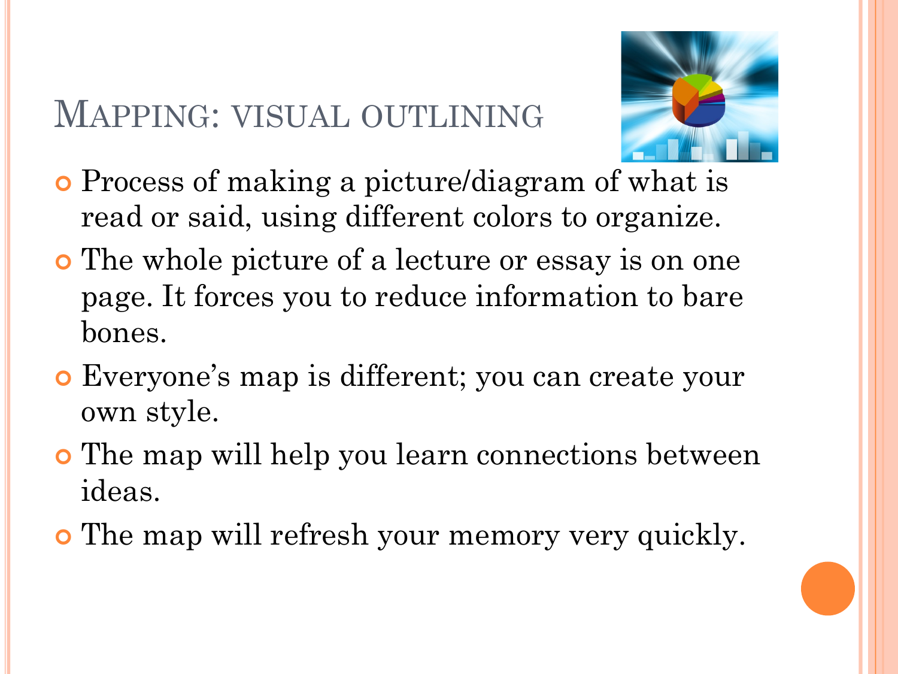# Mapping: visual outlining

- Process of making a picture/diagram of what is read or said, using different colors to organize.
- The whole picture of a lecture or essay is on one page. It forces you to reduce information to bare bones.
- Everyone's map is different; you can create your own style.
- The map will help you learn connections between ideas.
- The map will refresh your memory very quickly.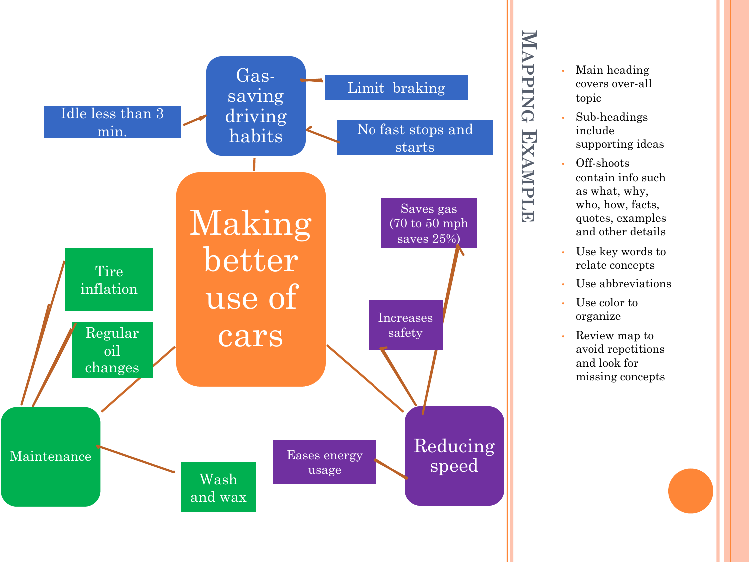# Mapping Example

Making better use of cars

Gas-saving driving habits

Idle less than 3 min.

Limit braking

No fast stops and starts

Maintenance

Tire inflation

Regular oil changes

Wash and wax

Reducing speed

Saves gas (70 to 50 mph saves 25%)

Increases safety

Eases energy usage

- Main heading covers over-all topic
- Sub-headings include supporting ideas
- Off-shoots contain info such as what, why, who, how, facts, quotes, examples and other details
- Use key words to relate concepts
- Use abbreviations
- Use color to organize
- Review map to avoid repetitions and look for missing concepts